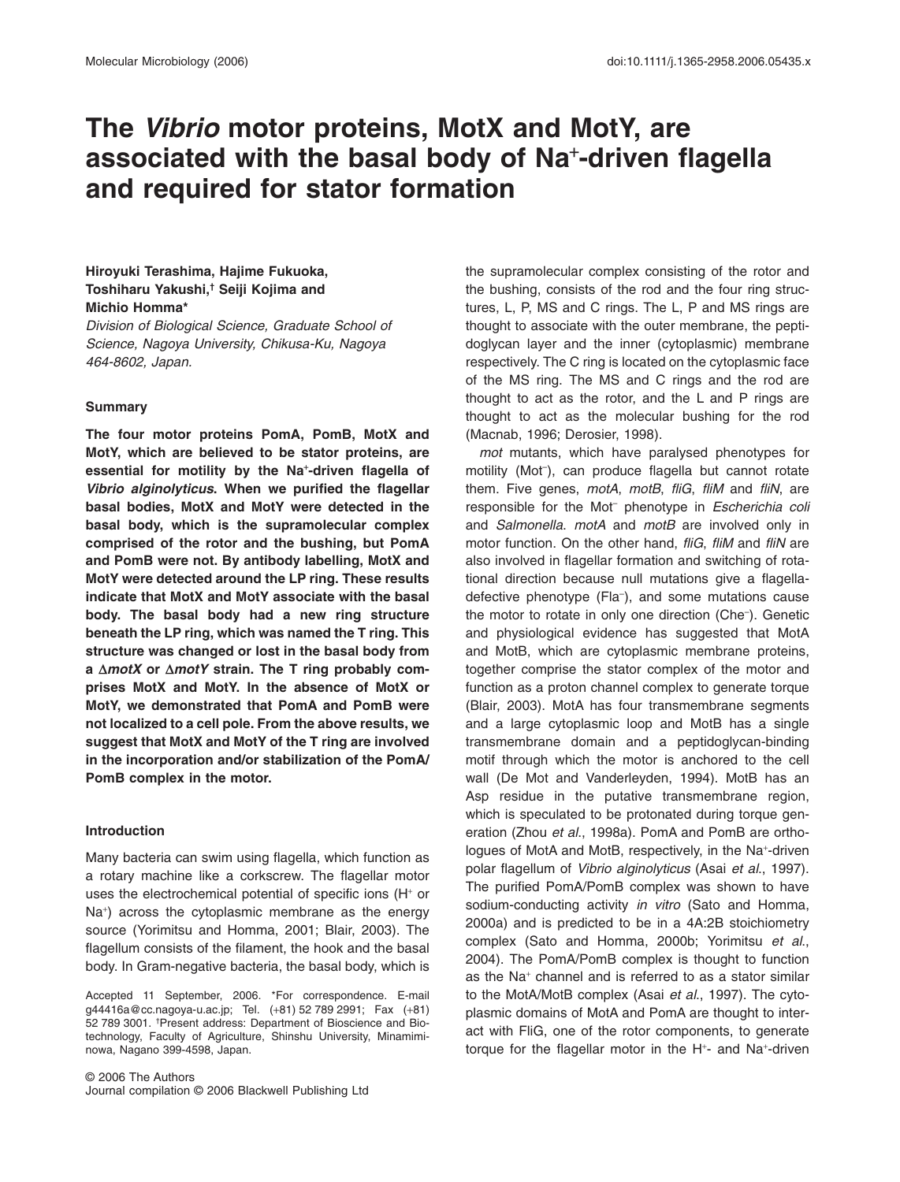# The *Vibrio* motor proteins, MotX and MotY, are associated with the basal body of $Na^+$-driven flagella and required for stator formation

**Hiroyuki Terashima, Hajime Fukuoka, Toshiharu Yakushi,[†] Seiji Kojima and Michio Homma***

*Division of Biological Science, Graduate School of Science, Nagoya University, Chikusa-Ku, Nagoya 464-8602, Japan.*

## Summary

**The four motor proteins PomA, PomB, MotX and MotY, which are believed to be stator proteins, are essential for motility by the $Na^+$-driven flagella of *Vibrio alginolyticus*. When we purified the flagellar basal bodies, MotX and MotY were detected in the basal body, which is the supramolecular complex comprised of the rotor and the bushing, but PomA and PomB were not. By antibody labelling, MotX and MotY were detected around the LP ring. These results indicate that MotX and MotY associate with the basal body. The basal body had a new ring structure beneath the LP ring, which was named the T ring. This structure was changed or lost in the basal body from a Δ*motX* or Δ*motY* strain. The T ring probably comprises MotX and MotY. In the absence of MotX or MotY, we demonstrated that PomA and PomB were not localized to a cell pole. From the above results, we suggest that MotX and MotY of the T ring are involved in the incorporation and/or stabilization of the PomA/PomB complex in the motor.**

## Introduction

Many bacteria can swim using flagella, which function as a rotary machine like a corkscrew. The flagellar motor uses the electrochemical potential of specific ions ($H^+$ or $Na^+$) across the cytoplasmic membrane as the energy source (Yorimitsu and Homma, 2001; Blair, 2003). The flagellum consists of the filament, the hook and the basal body. In Gram-negative bacteria, the basal body, which is the supramolecular complex consisting of the rotor and the bushing, consists of the rod and the four ring structures, L, P, MS and C rings. The L, P and MS rings are thought to associate with the outer membrane, the peptidoglycan layer and the inner (cytoplasmic) membrane respectively. The C ring is located on the cytoplasmic face of the MS ring. The MS and C rings and the rod are thought to act as the rotor, and the L and P rings are thought to act as the molecular bushing for the rod (Macnab, 1996; Derosier, 1998).

*mot* mutants, which have paralysed phenotypes for motility ($Mot^-$), can produce flagella but cannot rotate them. Five genes, *motA*, *motB*, *fliG*, *fliM* and *fliN*, are responsible for the $Mot^-$ phenotype in *Escherichia coli* and *Salmonella*. *motA* and *motB* are involved only in motor function. On the other hand, *fliG*, *fliM* and *fliN* are also involved in flagellar formation and switching of rotational direction because null mutations give a flagella-defective phenotype ($Fla^-$), and some mutations cause the motor to rotate in only one direction ($Che^-$). Genetic and physiological evidence has suggested that MotA and MotB, which are cytoplasmic membrane proteins, together comprise the stator complex of the motor and function as a proton channel complex to generate torque (Blair, 2003). MotA has four transmembrane segments and a large cytoplasmic loop and MotB has a single transmembrane domain and a peptidoglycan-binding motif through which the motor is anchored to the cell wall (De Mot and Vanderleyden, 1994). MotB has an Asp residue in the putative transmembrane region, which is speculated to be protonated during torque generation (Zhou *et al*., 1998a). PomA and PomB are orthologues of MotA and MotB, respectively, in the $Na^+$-driven polar flagellum of *Vibrio alginolyticus* (Asai *et al*., 1997). The purified PomA/PomB complex was shown to have sodium-conducting activity *in vitro* (Sato and Homma, 2000a) and is predicted to be in a 4A:2B stoichiometry complex (Sato and Homma, 2000b; Yorimitsu *et al*., 2004). The PomA/PomB complex is thought to function as the $Na^+$ channel and is referred to as a stator similar to the MotA/MotB complex (Asai *et al*., 1997). The cytoplasmic domains of MotA and PomA are thought to interact with FliG, one of the rotor components, to generate torque for the flagellar motor in the $H^+$- and $Na^+$-driven

Accepted 11 September, 2006. *For correspondence. E-mail g44416a@cc.nagoya-u.ac.jp; Tel. (+81) 52 789 2991; Fax (+81) 52 789 3001. [†]Present address: Department of Bioscience and Biotechnology, Faculty of Agriculture, Shinshu University, Minamiminowa, Nagano 399-4598, Japan.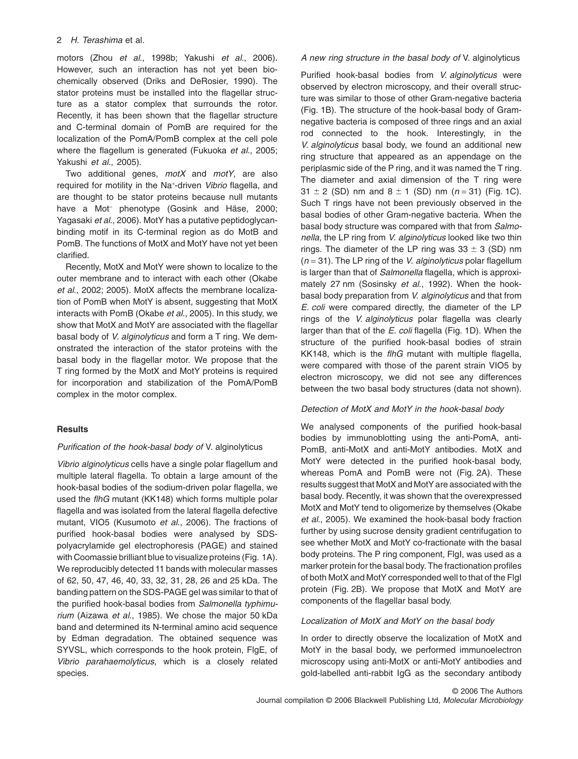motors (Zhou *et al*., 1998b; Yakushi *et al*., 2006). However, such an interaction has not yet been biochemically observed (Driks and DeRosier, 1990). The stator proteins must be installed into the flagellar structure as a stator complex that surrounds the rotor. Recently, it has been shown that the flagellar structure and C-terminal domain of PomB are required for the localization of the PomA/PomB complex at the cell pole where the flagellum is generated (Fukuoka *et al*., 2005; Yakushi *et al*., 2005).

Two additional genes, *motX* and *motY*, are also required for motility in the $Na^+$-driven *Vibrio* flagella, and are thought to be stator proteins because null mutants have a $Mot^-$ phenotype (Gosink and Häse, 2000; Yagasaki *et al*., 2006). MotY has a putative peptidoglycan-binding motif in its C-terminal region as do MotB and PomB. The functions of MotX and MotY have not yet been clarified.

Recently, MotX and MotY were shown to localize to the outer membrane and to interact with each other (Okabe *et al*., 2002; 2005). MotX affects the membrane localization of PomB when MotY is absent, suggesting that MotX interacts with PomB (Okabe *et al*., 2005). In this study, we show that MotX and MotY are associated with the flagellar basal body of *V. alginolyticus* and form a T ring. We demonstrated the interaction of the stator proteins with the basal body in the flagellar motor. We propose that the T ring formed by the MotX and MotY proteins is required for incorporation and stabilization of the PomA/PomB complex in the motor complex.

## Results

### *Purification of the hook-basal body of* V. alginolyticus

*Vibrio alginolyticus* cells have a single polar flagellum and multiple lateral flagella. To obtain a large amount of the hook-basal bodies of the sodium-driven polar flagella, we used the *flhG* mutant (KK148) which forms multiple polar flagella and was isolated from the lateral flagella defective mutant, VIO5 (Kusumoto *et al*., 2006). The fractions of purified hook-basal bodies were analysed by SDS-polyacrylamide gel electrophoresis (PAGE) and stained with Coomassie brilliant blue to visualize proteins (Fig. 1A). We reproducibly detected 11 bands with molecular masses of 62, 50, 47, 46, 40, 33, 32, 31, 28, 26 and 25 kDa. The banding pattern on the SDS-PAGE gel was similar to that of the purified hook-basal bodies from *Salmonella typhimurium* (Aizawa *et al*., 1985). We chose the major 50 kDa band and determined its N-terminal amino acid sequence by Edman degradation. The obtained sequence was SYVSL, which corresponds to the hook protein, FlgE, of *Vibrio parahaemolyticus*, which is a closely related species.

### *A new ring structure in the basal body of* V. alginolyticus

Purified hook-basal bodies from *V. alginolyticus* were observed by electron microscopy, and their overall structure was similar to those of other Gram-negative bacteria (Fig. 1B). The structure of the hook-basal body of Gram-negative bacteria is composed of three rings and an axial rod connected to the hook. Interestingly, in the *V. alginolyticus* basal body, we found an additional new ring structure that appeared as an appendage on the periplasmic side of the P ring, and it was named the T ring. The diameter and axial dimension of the T ring were $31 \pm 2$ (SD) nm and $8 \pm 1$ (SD) nm ($n = 31$) (Fig. 1C). Such T rings have not been previously observed in the basal bodies of other Gram-negative bacteria. When the basal body structure was compared with that from *Salmonella*, the LP ring from *V. alginolyticus* looked like two thin rings. The diameter of the LP ring was $33 \pm 3$ (SD) nm ($n = 31$). The LP ring of the *V. alginolyticus* polar flagellum is larger than that of *Salmonella* flagella, which is approximately 27 nm (Sosinsky *et al*., 1992). When the hook-basal body preparation from *V. alginolyticus* and that from *E. coli* were compared directly, the diameter of the LP rings of the *V. alginolyticus* polar flagella was clearly larger than that of the *E. coli* flagella (Fig. 1D). When the structure of the purified hook-basal bodies of strain KK148, which is the *flhG* mutant with multiple flagella, were compared with those of the parent strain VIO5 by electron microscopy, we did not see any differences between the two basal body structures (data not shown).

### *Detection of MotX and MotY in the hook-basal body*

We analysed components of the purified hook-basal bodies by immunoblotting using the anti-PomA, anti-PomB, anti-MotX and anti-MotY antibodies. MotX and MotY were detected in the purified hook-basal body, whereas PomA and PomB were not (Fig. 2A). These results suggest that MotX and MotY are associated with the basal body. Recently, it was shown that the overexpressed MotX and MotY tend to oligomerize by themselves (Okabe *et al*., 2005). We examined the hook-basal body fraction further by using sucrose density gradient centrifugation to see whether MotX and MotY co-fractionate with the basal body proteins. The P ring component, FlgI, was used as a marker protein for the basal body. The fractionation profiles of both MotX and MotY corresponded well to that of the FlgI protein (Fig. 2B). We propose that MotX and MotY are components of the flagellar basal body.

### *Localization of MotX and MotY on the basal body*

In order to directly observe the localization of MotX and MotY in the basal body, we performed immunoelectron microscopy using anti-MotX or anti-MotY antibodies and gold-labelled anti-rabbit IgG as the secondary antibody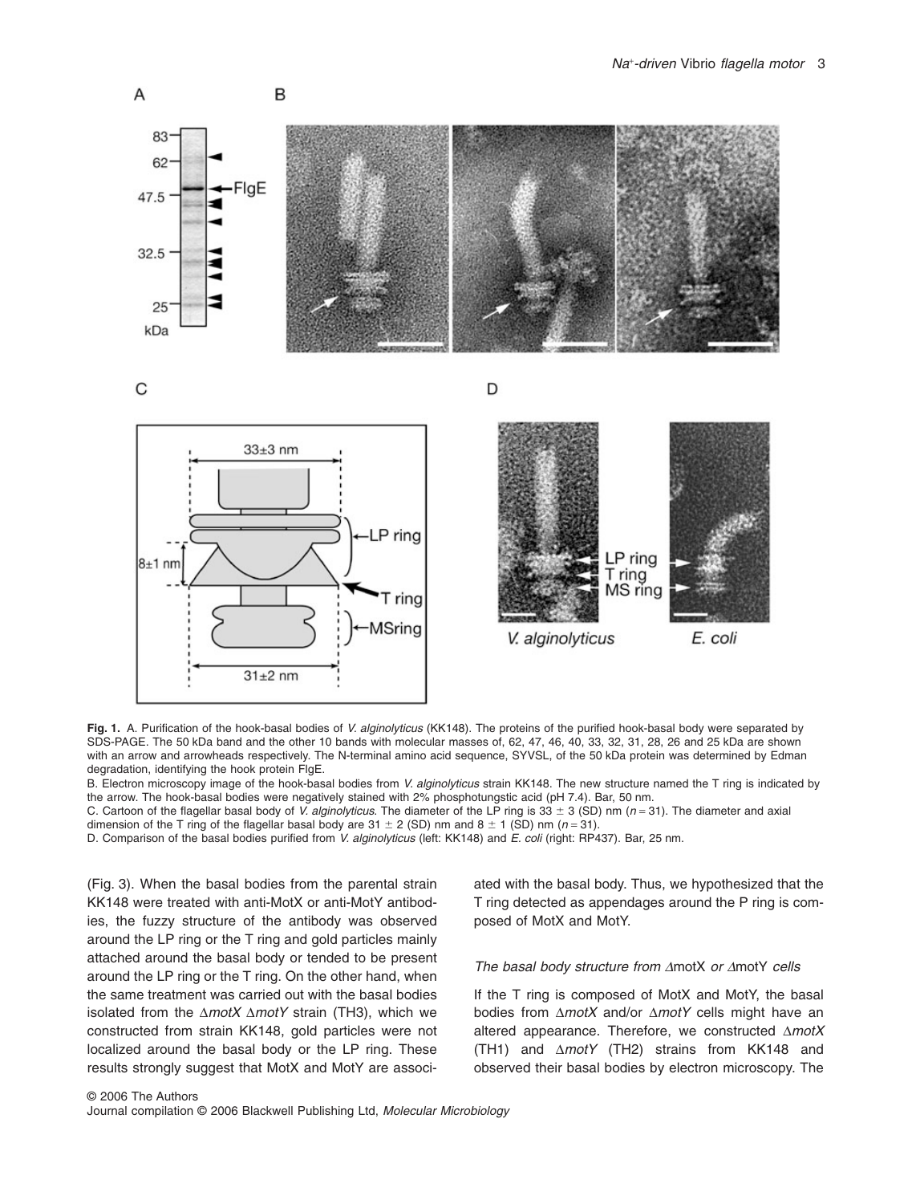**Fig. 1.** A. Purification of the hook-basal bodies of *V. alginolyticus* (KK148). The proteins of the purified hook-basal body were separated by SDS-PAGE. The 50 kDa band and the other 10 bands with molecular masses of, 62, 47, 46, 40, 33, 32, 31, 28, 26 and 25 kDa are shown with an arrow and arrowheads respectively. The N-terminal amino acid sequence, SYVSL, of the 50 kDa protein was determined by Edman degradation, identifying the hook protein FlgE.

B. Electron microscopy image of the hook-basal bodies from *V. alginolyticus* strain KK148. The new structure named the T ring is indicated by the arrow. The hook-basal bodies were negatively stained with 2% phosphotungstic acid (pH 7.4). Bar, 50 nm.

C. Cartoon of the flagellar basal body of *V. alginolyticus*. The diameter of the LP ring is 33 ± 3 (SD) nm ($n = 31$). The diameter and axial dimension of the T ring of the flagellar basal body are 31 ± 2 (SD) nm and 8 ± 1 (SD) nm ($n = 31$).

D. Comparison of the basal bodies purified from *V. alginolyticus* (left: KK148) and *E. coli* (right: RP437). Bar, 25 nm.

(Fig. 3). When the basal bodies from the parental strain KK148 were treated with anti-MotX or anti-MotY antibodies, the fuzzy structure of the antibody was observed around the LP ring or the T ring and gold particles mainly attached around the basal body or tended to be present around the LP ring or the T ring. On the other hand, when the same treatment was carried out with the basal bodies isolated from the Δ*motX* Δ*motY* strain (TH3), which we constructed from strain KK148, gold particles were not localized around the basal body or the LP ring. These results strongly suggest that MotX and MotY are associated with the basal body. Thus, we hypothesized that the T ring detected as appendages around the P ring is composed of MotX and MotY.

### *The basal body structure from* ΔmotX *or* ΔmotY *cells*

If the T ring is composed of MotX and MotY, the basal bodies from Δ*motX* and/or Δ*motY* cells might have an altered appearance. Therefore, we constructed Δ*motX* (TH1) and Δ*motY* (TH2) strains from KK148 and observed their basal bodies by electron microscopy. The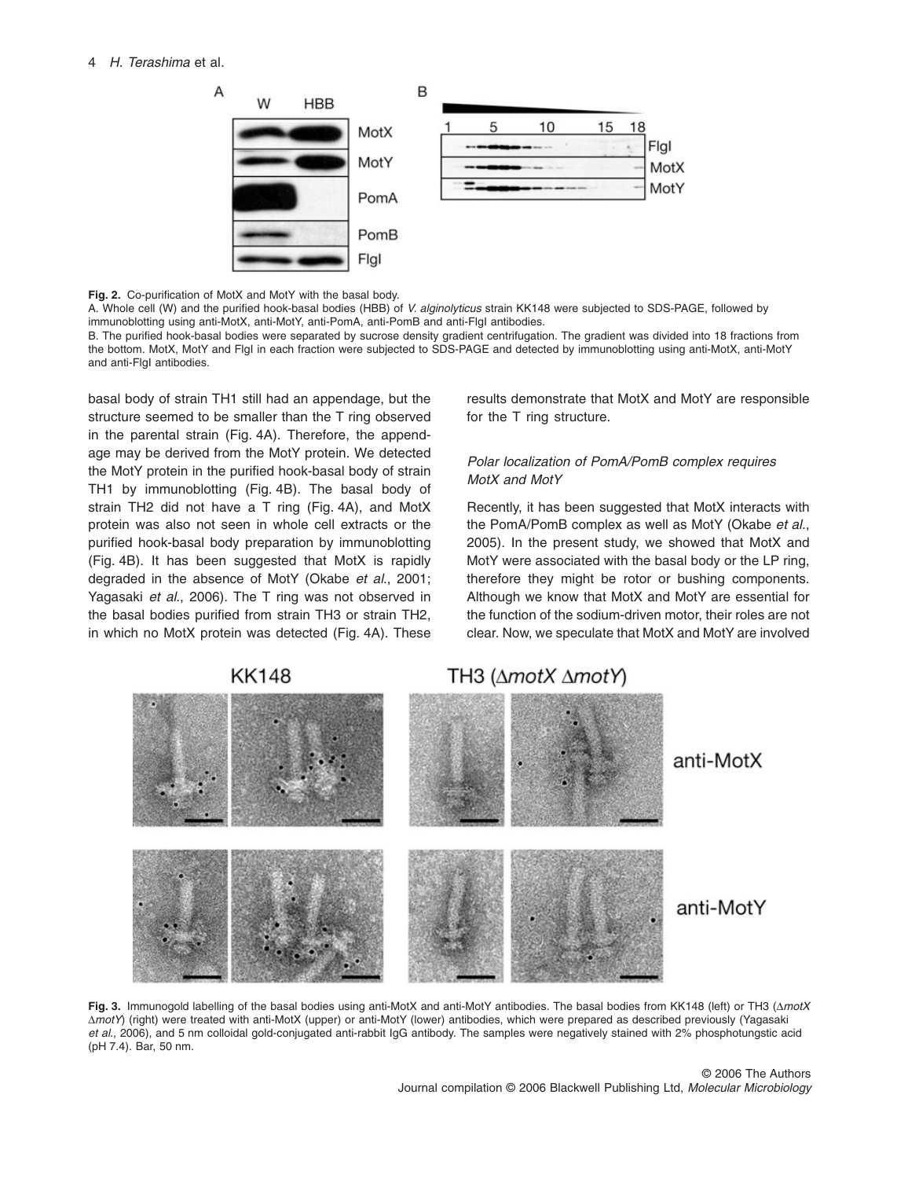**Fig. 2.** Co-purification of MotX and MotY with the basal body.

A. Whole cell (W) and the purified hook-basal bodies (HBB) of *V. alginolyticus* strain KK148 were subjected to SDS-PAGE, followed by immunoblotting using anti-MotX, anti-MotY, anti-PomA, anti-PomB and anti-FlgI antibodies.

B. The purified hook-basal bodies were separated by sucrose density gradient centrifugation. The gradient was divided into 18 fractions from the bottom. MotX, MotY and FlgI in each fraction were subjected to SDS-PAGE and detected by immunoblotting using anti-MotX, anti-MotY and anti-FlgI antibodies.

basal body of strain TH1 still had an appendage, but the structure seemed to be smaller than the T ring observed in the parental strain (Fig. 4A). Therefore, the appendage may be derived from the MotY protein. We detected the MotY protein in the purified hook-basal body of strain TH1 by immunoblotting (Fig. 4B). The basal body of strain TH2 did not have a T ring (Fig. 4A), and MotX protein was also not seen in whole cell extracts or the purified hook-basal body preparation by immunoblotting (Fig. 4B). It has been suggested that MotX is rapidly degraded in the absence of MotY (Okabe *et al*., 2001; Yagasaki *et al*., 2006). The T ring was not observed in the basal bodies purified from strain TH3 or strain TH2, in which no MotX protein was detected (Fig. 4A). These results demonstrate that MotX and MotY are responsible for the T ring structure.

### *Polar localization of PomA/PomB complex requires MotX and MotY*

Recently, it has been suggested that MotX interacts with the PomA/PomB complex as well as MotY (Okabe *et al*., 2005). In the present study, we showed that MotX and MotY were associated with the basal body or the LP ring, therefore they might be rotor or bushing components. Although we know that MotX and MotY are essential for the function of the sodium-driven motor, their roles are not clear. Now, we speculate that MotX and MotY are involved

**Fig. 3.** Immunogold labelling of the basal bodies using anti-MotX and anti-MotY antibodies. The basal bodies from KK148 (left) or TH3 (Δ*motX* Δ*motY*) (right) were treated with anti-MotX (upper) or anti-MotY (lower) antibodies, which were prepared as described previously (Yagasaki *et al*., 2006), and 5 nm colloidal gold-conjugated anti-rabbit IgG antibody. The samples were negatively stained with 2% phosphotungstic acid (pH 7.4). Bar, 50 nm.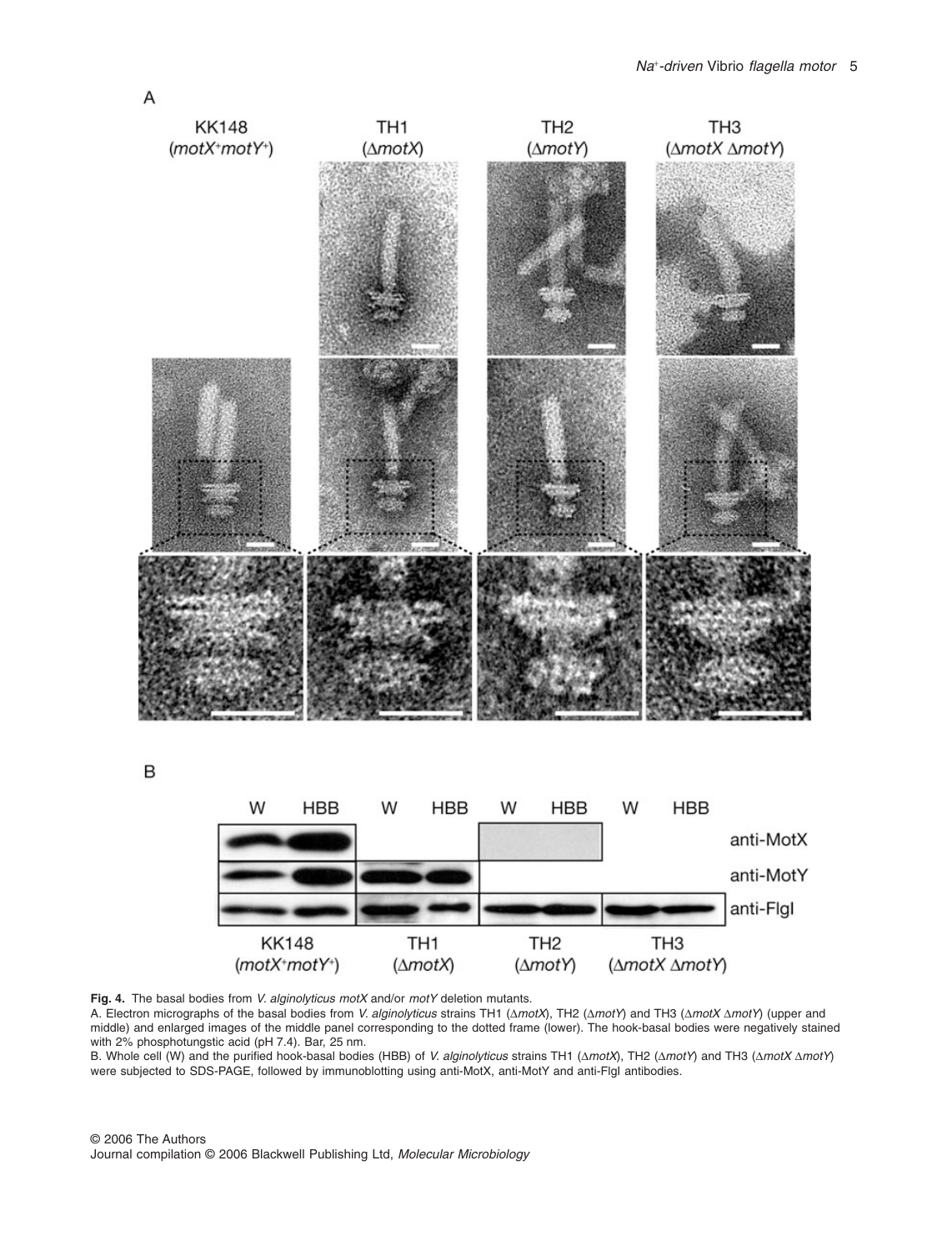**Fig. 4.** The basal bodies from *V. alginolyticus motX* and/or *motY* deletion mutants.

A. Electron micrographs of the basal bodies from *V. alginolyticus* strains TH1 (Δ*motX*), TH2 (Δ*motY*) and TH3 (Δ*motX* Δ*motY*) (upper and middle) and enlarged images of the middle panel corresponding to the dotted frame (lower). The hook-basal bodies were negatively stained with 2% phosphotungstic acid (pH 7.4). Bar, 25 nm.

B. Whole cell (W) and the purified hook-basal bodies (HBB) of *V. alginolyticus* strains TH1 (Δ*motX*), TH2 (Δ*motY*) and TH3 (Δ*motX* Δ*motY*) were subjected to SDS-PAGE, followed by immunoblotting using anti-MotX, anti-MotY and anti-FlgI antibodies.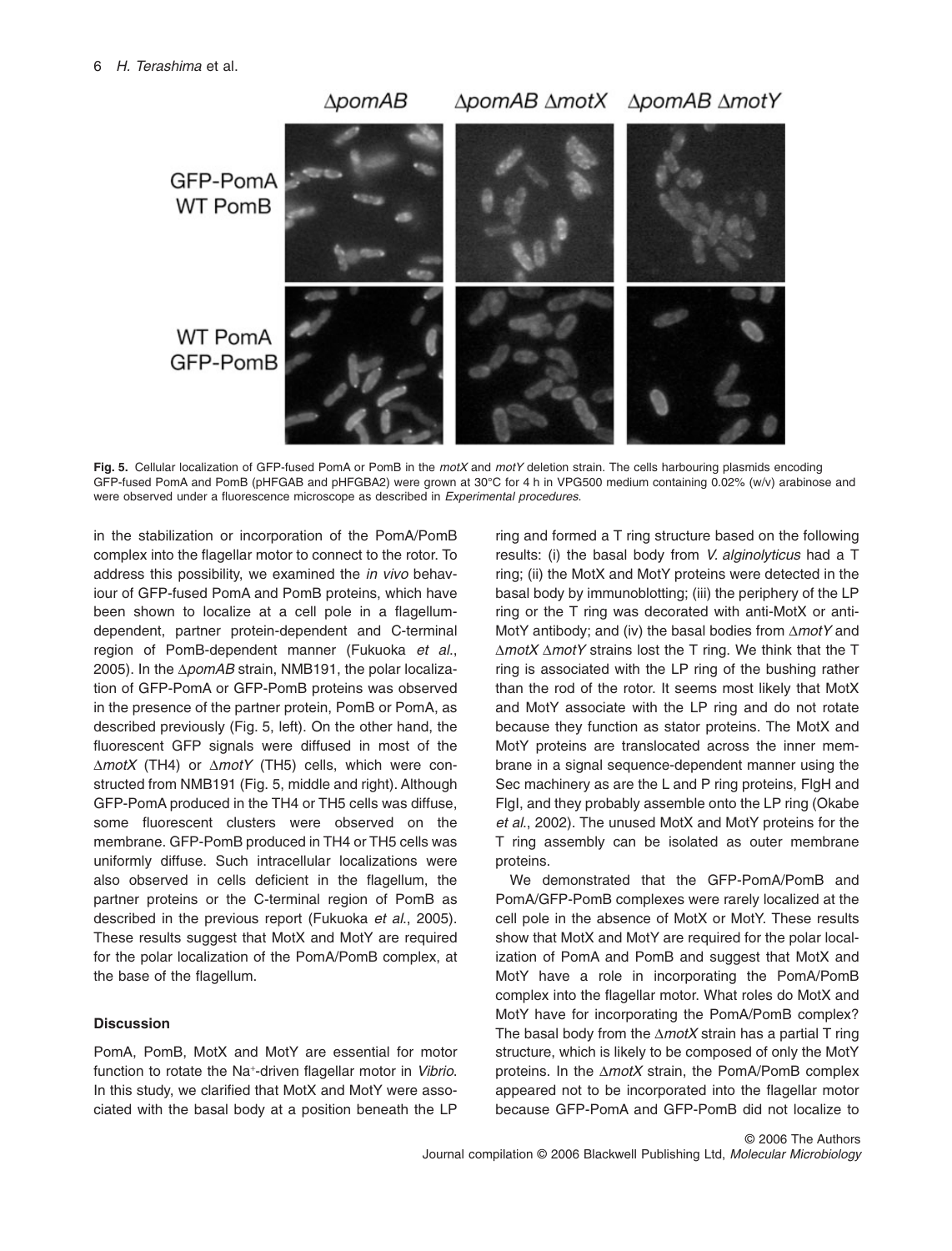**Fig. 5.** Cellular localization of GFP-fused PomA or PomB in the *motX* and *motY* deletion strain. The cells harbouring plasmids encoding GFP-fused PomA and PomB (pHFGAB and pHFGBA2) were grown at 30°C for 4 h in VPG500 medium containing 0.02% (w/v) arabinose and were observed under a fluorescence microscope as described in *Experimental procedures*.

in the stabilization or incorporation of the PomA/PomB complex into the flagellar motor to connect to the rotor. To address this possibility, we examined the *in vivo* behaviour of GFP-fused PomA and PomB proteins, which have been shown to localize at a cell pole in a flagellum-dependent, partner protein-dependent and C-terminal region of PomB-dependent manner (Fukuoka *et al*., 2005). In the Δ*pomAB* strain, NMB191, the polar localization of GFP-PomA or GFP-PomB proteins was observed in the presence of the partner protein, PomB or PomA, as described previously (Fig. 5, left). On the other hand, the fluorescent GFP signals were diffused in most of the Δ*motX* (TH4) or Δ*motY* (TH5) cells, which were constructed from NMB191 (Fig. 5, middle and right). Although GFP-PomA produced in the TH4 or TH5 cells was diffuse, some fluorescent clusters were observed on the membrane. GFP-PomB produced in TH4 or TH5 cells was uniformly diffuse. Such intracellular localizations were also observed in cells deficient in the flagellum, the partner proteins or the C-terminal region of PomB as described in the previous report (Fukuoka *et al*., 2005). These results suggest that MotX and MotY are required for the polar localization of the PomA/PomB complex, at the base of the flagellum.

## Discussion

PomA, PomB, MotX and MotY are essential for motor function to rotate the $Na^+$-driven flagellar motor in *Vibrio*. In this study, we clarified that MotX and MotY were associated with the basal body at a position beneath the LP ring and formed a T ring structure based on the following results: (i) the basal body from *V. alginolyticus* had a T ring; (ii) the MotX and MotY proteins were detected in the basal body by immunoblotting; (iii) the periphery of the LP ring or the T ring was decorated with anti-MotX or anti-MotY antibody; and (iv) the basal bodies from Δ*motY* and Δ*motX* Δ*motY* strains lost the T ring. We think that the T ring is associated with the LP ring of the bushing rather than the rod of the rotor. It seems most likely that MotX and MotY associate with the LP ring and do not rotate because they function as stator proteins. The MotX and MotY proteins are translocated across the inner membrane in a signal sequence-dependent manner using the Sec machinery as are the L and P ring proteins, FlgH and FlgI, and they probably assemble onto the LP ring (Okabe *et al*., 2002). The unused MotX and MotY proteins for the T ring assembly can be isolated as outer membrane proteins.

We demonstrated that the GFP-PomA/PomB and PomA/GFP-PomB complexes were rarely localized at the cell pole in the absence of MotX or MotY. These results show that MotX and MotY are required for the polar localization of PomA and PomB and suggest that MotX and MotY have a role in incorporating the PomA/PomB complex into the flagellar motor. What roles do MotX and MotY have for incorporating the PomA/PomB complex? The basal body from the Δ*motX* strain has a partial T ring structure, which is likely to be composed of only the MotY proteins. In the Δ*motX* strain, the PomA/PomB complex appeared not to be incorporated into the flagellar motor because GFP-PomA and GFP-PomB did not localize to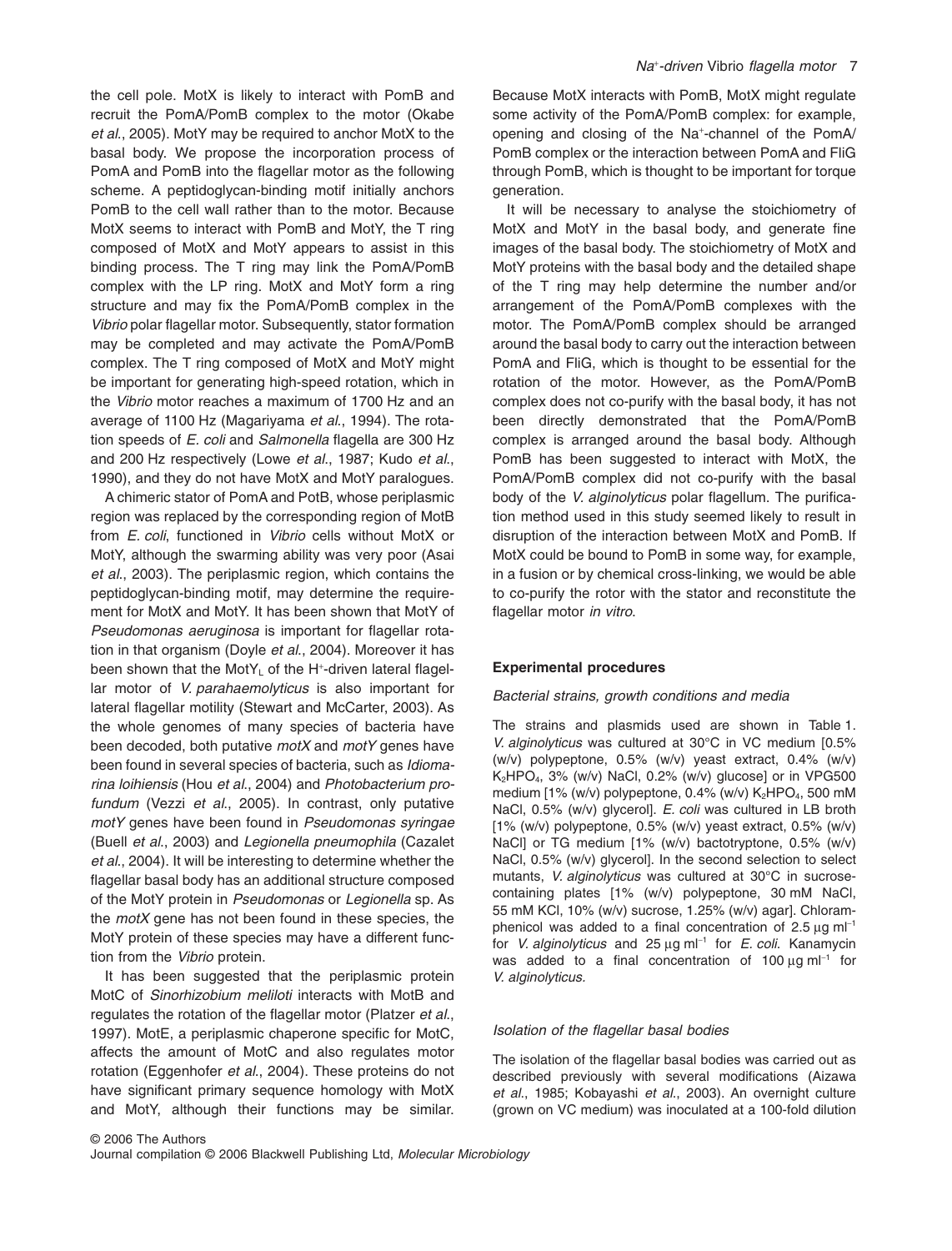the cell pole. MotX is likely to interact with PomB and recruit the PomA/PomB complex to the motor (Okabe *et al*., 2005). MotY may be required to anchor MotX to the basal body. We propose the incorporation process of PomA and PomB into the flagellar motor as the following scheme. A peptidoglycan-binding motif initially anchors PomB to the cell wall rather than to the motor. Because MotX seems to interact with PomB and MotY, the T ring composed of MotX and MotY appears to assist in this binding process. The T ring may link the PomA/PomB complex with the LP ring. MotX and MotY form a ring structure and may fix the PomA/PomB complex in the *Vibrio* polar flagellar motor. Subsequently, stator formation may be completed and may activate the PomA/PomB complex. The T ring composed of MotX and MotY might be important for generating high-speed rotation, which in the *Vibrio* motor reaches a maximum of 1700 Hz and an average of 1100 Hz (Magariyama *et al*., 1994). The rotation speeds of *E. coli* and *Salmonella* flagella are 300 Hz and 200 Hz respectively (Lowe *et al*., 1987; Kudo *et al*., 1990), and they do not have MotX and MotY paralogues.

A chimeric stator of PomA and PotB, whose periplasmic region was replaced by the corresponding region of MotB from *E. coli*, functioned in *Vibrio* cells without MotX or MotY, although the swarming ability was very poor (Asai *et al*., 2003). The periplasmic region, which contains the peptidoglycan-binding motif, may determine the requirement for MotX and MotY. It has been shown that MotY of *Pseudomonas aeruginosa* is important for flagellar rotation in that organism (Doyle *et al*., 2004). Moreover it has been shown that the $MotY_L$ of the $H^+$-driven lateral flagellar motor of *V. parahaemolyticus* is also important for lateral flagellar motility (Stewart and McCarter, 2003). As the whole genomes of many species of bacteria have been decoded, both putative *motX* and *motY* genes have been found in several species of bacteria, such as *Idiomarina loihiensis* (Hou *et al*., 2004) and *Photobacterium profundum* (Vezzi *et al*., 2005). In contrast, only putative *motY* genes have been found in *Pseudomonas syringae* (Buell *et al*., 2003) and *Legionella pneumophila* (Cazalet *et al*., 2004). It will be interesting to determine whether the flagellar basal body has an additional structure composed of the MotY protein in *Pseudomonas* or *Legionella* sp. As the *motX* gene has not been found in these species, the MotY protein of these species may have a different function from the *Vibrio* protein.

It has been suggested that the periplasmic protein MotC of *Sinorhizobium meliloti* interacts with MotB and regulates the rotation of the flagellar motor (Platzer *et al*., 1997). MotE, a periplasmic chaperone specific for MotC, affects the amount of MotC and also regulates motor rotation (Eggenhofer *et al*., 2004). These proteins do not have significant primary sequence homology with MotX and MotY, although their functions may be similar. Because MotX interacts with PomB, MotX might regulate some activity of the PomA/PomB complex: for example, opening and closing of the $Na^+$-channel of the PomA/PomB complex or the interaction between PomA and FliG through PomB, which is thought to be important for torque generation.

It will be necessary to analyse the stoichiometry of MotX and MotY in the basal body, and generate fine images of the basal body. The stoichiometry of MotX and MotY proteins with the basal body and the detailed shape of the T ring may help determine the number and/or arrangement of the PomA/PomB complexes with the motor. The PomA/PomB complex should be arranged around the basal body to carry out the interaction between PomA and FliG, which is thought to be essential for the rotation of the motor. However, as the PomA/PomB complex does not co-purify with the basal body, it has not been directly demonstrated that the PomA/PomB complex is arranged around the basal body. Although PomB has been suggested to interact with MotX, the PomA/PomB complex did not co-purify with the basal body of the *V. alginolyticus* polar flagellum. The purification method used in this study seemed likely to result in disruption of the interaction between MotX and PomB. If MotX could be bound to PomB in some way, for example, in a fusion or by chemical cross-linking, we would be able to co-purify the rotor with the stator and reconstitute the flagellar motor *in vitro*.

## Experimental procedures

### *Bacterial strains, growth conditions and media*

The strains and plasmids used are shown in Table 1. *V. alginolyticus* was cultured at 30°C in VC medium [0.5% (w/v) polypeptone, 0.5% (w/v) yeast extract, 0.4% (w/v) $K_2HPO_4$, 3% (w/v) NaCl, 0.2% (w/v) glucose] or in VPG500 medium [1% (w/v) polypeptone, 0.4% (w/v) $K_2HPO_4$, 500 mM NaCl, 0.5% (w/v) glycerol]. *E. coli* was cultured in LB broth [1% (w/v) polypeptone, 0.5% (w/v) yeast extract, 0.5% (w/v) NaCl] or TG medium [1% (w/v) bactotryptone, 0.5% (w/v) NaCl, 0.5% (w/v) glycerol]. In the second selection to select mutants, *V. alginolyticus* was cultured at 30°C in sucrose-containing plates [1% (w/v) polypeptone, 30 mM NaCl, 55 mM KCl, 10% (w/v) sucrose, 1.25% (w/v) agar]. Chloramphenicol was added to a final concentration of 2.5 μg $ml^{-1}$ for *V. alginolyticus* and 25 μg $ml^{-1}$ for *E. coli*. Kanamycin was added to a final concentration of 100 μg $ml^{-1}$ for *V. alginolyticus*.

### *Isolation of the flagellar basal bodies*

The isolation of the flagellar basal bodies was carried out as described previously with several modifications (Aizawa *et al*., 1985; Kobayashi *et al*., 2003). An overnight culture (grown on VC medium) was inoculated at a 100-fold dilution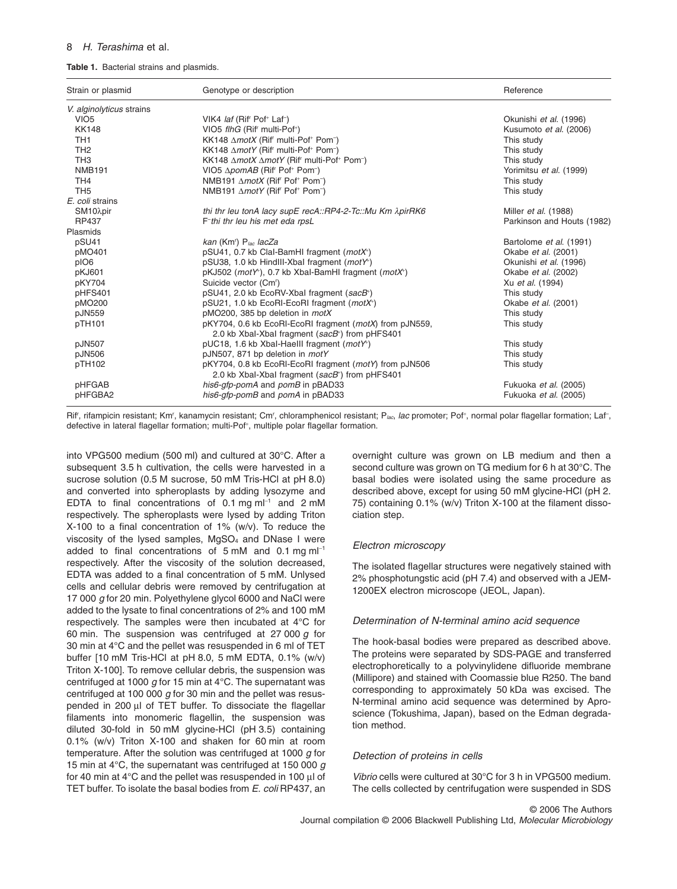**Table 1.** Bacterial strains and plasmids.

| Strain or plasmid | Genotype or description | Reference |
|---|---|---|
| *V. alginolyticus* strains | | |
| VIO5 | VIK4 *laf* ($Rif^r$ $Pof^+$ $Laf^-$) | Okunishi *et al.* (1996) |
| KK148 | VIO5 *flhG* ($Rif^r$ multi-$Pof^+$) | Kusumoto *et al.* (2006) |
| TH1 | KK148 Δ*motX* ($Rif^r$ multi-$Pof^+$ $Pom^-$) | This study |
| TH2 | KK148 Δ*motY* ($Rif^r$ multi-$Pof^+$ $Pom^-$) | This study |
| TH3 | KK148 Δ*motX* Δ*motY* ($Rif^r$ multi-$Pof^+$ $Pom^-$) | This study |
| NMB191 | VIO5 Δ*pomAB* ($Rif^r$ $Pof^+$ $Pom^-$) | Yorimitsu *et al.* (1999) |
| TH4 | NMB191 Δ*motX* ($Rif^r$ $Pof^+$ $Pom^-$) | This study |
| TH5 | NMB191 Δ*motY* ($Rif^r$ $Pof^+$ $Pom^-$) | This study |
| *E. coli* strains | | |
| SM10λpir | *thi thr leu tonA lacy supE recA::RP4-2-Tc::Mu Km λpirRK6* | Miller *et al.* (1988) |
| RP437 | $F^-$ *thi thr leu his met eda rpsL* | Parkinson and Houts (1982) |
| Plasmids | | |
| pSU41 | *kan* ($Km^r$) $P_{lac}$ *lacZa* | Bartolome *et al.* (1991) |
| pMO401 | pSU41, 0.7 kb ClaI-BamHI fragment (*motX*$^+$) | Okabe *et al.* (2001) |
| pIO6 | pSU38, 1.0 kb HindIII-XbaI fragment (*motY*$^+$) | Okunishi *et al.* (1996) |
| pKJ601 | pKJ502 (*motY*$^+$), 0.7 kb XbaI-BamHI fragment (*motX*$^+$) | Okabe *et al.* (2002) |
| pKY704 | Suicide vector ($Cm^r$) | Xu *et al.* (1994) |
| pHFS401 | pSU41, 2.0 kb EcoRV-XbaI fragment (*sacB*$^+$) | This study |
| pMO200 | pSU21, 1.0 kb EcoRI-EcoRI fragment (*motX*$^+$) | Okabe *et al.* (2001) |
| pJN559 | pMO200, 385 bp deletion in *motX* | This study |
| pTH101 | pKY704, 0.6 kb EcoRI-EcoRI fragment (*motX*) from pJN559, 2.0 kb XbaI-XbaI fragment (*sacB*$^+$) from pHFS401 | This study |
| pJN507 | pUC18, 1.6 kb XbaI-HaeIII fragment (*motY*$^+$) | This study |
| pJN506 | pJN507, 871 bp deletion in *motY* | This study |
| pTH102 | pKY704, 0.8 kb EcoRI-EcoRI fragment (*motY*) from pJN506 2.0 kb XbaI-XbaI fragment (*sacB*$^+$) from pHFS401 | This study |
| pHFGAB | *his6-gfp-pomA* and *pomB* in pBAD33 | Fukuoka *et al.* (2005) |
| pHFGBA2 | *his6-gfp-pomB* and *pomA* in pBAD33 | Fukuoka *et al.* (2005) |

$Rif^r$, rifampicin resistant; $Km^r$, kanamycin resistant; $Cm^r$, chloramphenicol resistant; $P_{lac}$, *lac* promoter; $Pof^+$, normal polar flagellar formation; $Laf^-$, defective in lateral flagellar formation; multi-$Pof^+$, multiple polar flagellar formation.

into VPG500 medium (500 ml) and cultured at 30°C. After a subsequent 3.5 h cultivation, the cells were harvested in a sucrose solution (0.5 M sucrose, 50 mM Tris-HCl at pH 8.0) and converted into spheroplasts by adding lysozyme and EDTA to final concentrations of 0.1 mg $ml^{-1}$ and 2 mM respectively. The spheroplasts were lysed by adding Triton X-100 to a final concentration of 1% (w/v). To reduce the viscosity of the lysed samples, $MgSO_4$ and DNase I were added to final concentrations of 5 mM and 0.1 mg $ml^{-1}$ respectively. After the viscosity of the solution decreased, EDTA was added to a final concentration of 5 mM. Unlysed cells and cellular debris were removed by centrifugation at 17 000 *g* for 20 min. Polyethylene glycol 6000 and NaCl were added to the lysate to final concentrations of 2% and 100 mM respectively. The samples were then incubated at 4°C for 60 min. The suspension was centrifuged at 27 000 *g* for 30 min at 4°C and the pellet was resuspended in 6 ml of TET buffer [10 mM Tris-HCl at pH 8.0, 5 mM EDTA, 0.1% (w/v) Triton X-100]. To remove cellular debris, the suspension was centrifuged at 1000 *g* for 15 min at 4°C. The supernatant was centrifuged at 100 000 *g* for 30 min and the pellet was resuspended in 200 μl of TET buffer. To dissociate the flagellar filaments into monomeric flagellin, the suspension was diluted 30-fold in 50 mM glycine-HCl (pH 3.5) containing 0.1% (w/v) Triton X-100 and shaken for 60 min at room temperature. After the solution was centrifuged at 1000 *g* for 15 min at 4°C, the supernatant was centrifuged at 150 000 *g* for 40 min at 4°C and the pellet was resuspended in 100 μl of TET buffer. To isolate the basal bodies from *E. coli* RP437, an overnight culture was grown on LB medium and then a second culture was grown on TG medium for 6 h at 30°C. The basal bodies were isolated using the same procedure as described above, except for using 50 mM glycine-HCl (pH 2. 75) containing 0.1% (w/v) Triton X-100 at the filament dissociation step.

### *Electron microscopy*

The isolated flagellar structures were negatively stained with 2% phosphotungstic acid (pH 7.4) and observed with a JEM-1200EX electron microscope (JEOL, Japan).

### *Determination of N-terminal amino acid sequence*

The hook-basal bodies were prepared as described above. The proteins were separated by SDS-PAGE and transferred electrophoretically to a polyvinylidene difluoride membrane (Millipore) and stained with Coomassie blue R250. The band corresponding to approximately 50 kDa was excised. The N-terminal amino acid sequence was determined by Aproscience (Tokushima, Japan), based on the Edman degradation method.

### *Detection of proteins in cells*

*Vibrio* cells were cultured at 30°C for 3 h in VPG500 medium. The cells collected by centrifugation were suspended in SDS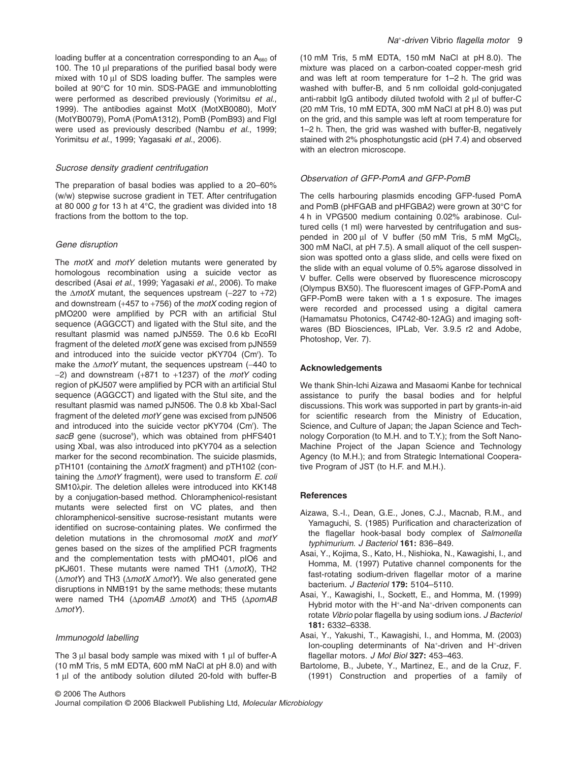loading buffer at a concentration corresponding to an $A_{660}$ of 100. The 10 μl preparations of the purified basal body were mixed with 10 μl of SDS loading buffer. The samples were boiled at 90°C for 10 min. SDS-PAGE and immunoblotting were performed as described previously (Yorimitsu *et al*., 1999). The antibodies against MotX (MotXB0080), MotY (MotYB0079), PomA (PomA1312), PomB (PomB93) and FlgI were used as previously described (Nambu *et al*., 1999; Yorimitsu *et al*., 1999; Yagasaki *et al*., 2006).

### *Sucrose density gradient centrifugation*

The preparation of basal bodies was applied to a 20–60% (w/w) stepwise sucrose gradient in TET. After centrifugation at 80 000 *g* for 13 h at 4°C, the gradient was divided into 18 fractions from the bottom to the top.

### *Gene disruption*

The *motX* and *motY* deletion mutants were generated by homologous recombination using a suicide vector as described (Asai *et al*., 1999; Yagasaki *et al*., 2006). To make the Δ*motX* mutant, the sequences upstream (−227 to +72) and downstream (+457 to +756) of the *motX* coding region of pMO200 were amplified by PCR with an artificial StuI sequence (AGGCCT) and ligated with the StuI site, and the resultant plasmid was named pJN559. The 0.6 kb EcoRI fragment of the deleted *motX* gene was excised from pJN559 and introduced into the suicide vector pKY704 ($Cm^r$). To make the Δ*motY* mutant, the sequences upstream (−440 to −2) and downstream (+871 to +1237) of the *motY* coding region of pKJ507 were amplified by PCR with an artificial StuI sequence (AGGCCT) and ligated with the StuI site, and the resultant plasmid was named pJN506. The 0.8 kb XbaI-SacI fragment of the deleted *motY* gene was excised from pJN506 and introduced into the suicide vector pKY704 ($Cm^r$). The *sacB* gene (sucrose$^s$), which was obtained from pHFS401 using XbaI, was also introduced into pKY704 as a selection marker for the second recombination. The suicide plasmids, pTH101 (containing the Δ*motX* fragment) and pTH102 (containing the Δ*motY* fragment), were used to transform *E. coli* SM10λpir. The deletion alleles were introduced into KK148 by a conjugation-based method. Chloramphenicol-resistant mutants were selected first on VC plates, and then chloramphenicol-sensitive sucrose-resistant mutants were identified on sucrose-containing plates. We confirmed the deletion mutations in the chromosomal *motX* and *motY* genes based on the sizes of the amplified PCR fragments and the complementation tests with pMO401, pIO6 and pKJ601. These mutants were named TH1 (Δ*motX*), TH2 (Δ*motY*) and TH3 (Δ*motX* Δ*motY*). We also generated gene disruptions in NMB191 by the same methods; these mutants were named TH4 (Δ*pomAB* Δ*motX*) and TH5 (Δ*pomAB* Δ*motY*).

### *Immunogold labelling*

The 3 μl basal body sample was mixed with 1 μl of buffer-A (10 mM Tris, 5 mM EDTA, 600 mM NaCl at pH 8.0) and with 1 μl of the antibody solution diluted 20-fold with buffer-B (10 mM Tris, 5 mM EDTA, 150 mM NaCl at pH 8.0). The mixture was placed on a carbon-coated copper-mesh grid and was left at room temperature for 1–2 h. The grid was washed with buffer-B, and 5 nm colloidal gold-conjugated anti-rabbit IgG antibody diluted twofold with 2 μl of buffer-C (20 mM Tris, 10 mM EDTA, 300 mM NaCl at pH 8.0) was put on the grid, and this sample was left at room temperature for 1–2 h. Then, the grid was washed with buffer-B, negatively stained with 2% phosphotungstic acid (pH 7.4) and observed with an electron microscope.

### *Observation of GFP-PomA and GFP-PomB*

The cells harbouring plasmids encoding GFP-fused PomA and PomB (pHFGAB and pHFGBA2) were grown at 30°C for 4 h in VPG500 medium containing 0.02% arabinose. Cultured cells (1 ml) were harvested by centrifugation and suspended in 200 μl of V buffer (50 mM Tris, 5 mM $MgCl_2$, 300 mM NaCl, at pH 7.5). A small aliquot of the cell suspension was spotted onto a glass slide, and cells were fixed on the slide with an equal volume of 0.5% agarose dissolved in V buffer. Cells were observed by fluorescence microscopy (Olympus BX50). The fluorescent images of GFP-PomA and GFP-PomB were taken with a 1 s exposure. The images were recorded and processed using a digital camera (Hamamatsu Photonics, C4742-80-12AG) and imaging softwares (BD Biosciences, IPLab, Ver. 3.9.5 r2 and Adobe, Photoshop, Ver. 7).

## Acknowledgements

We thank Shin-Ichi Aizawa and Masaomi Kanbe for technical assistance to purify the basal bodies and for helpful discussions. This work was supported in part by grants-in-aid for scientific research from the Ministry of Education, Science, and Culture of Japan; the Japan Science and Technology Corporation (to M.H. and to T.Y.); from the Soft Nano-Machine Project of the Japan Science and Technology Agency (to M.H.); and from Strategic International Cooperative Program of JST (to H.F. and M.H.).

## References

Aizawa, S.-I., Dean, G.E., Jones, C.J., Macnab, R.M., and Yamaguchi, S. (1985) Purification and characterization of the flagellar hook-basal body complex of *Salmonella typhimurium*. *J Bacteriol* **161:** 836–849.

Asai, Y., Kojima, S., Kato, H., Nishioka, N., Kawagishi, I., and Homma, M. (1997) Putative channel components for the fast-rotating sodium-driven flagellar motor of a marine bacterium. *J Bacteriol* **179:** 5104–5110.

Asai, Y., Kawagishi, I., Sockett, E., and Homma, M. (1999) Hybrid motor with the $H^+$-and $Na^+$-driven components can rotate *Vibrio* polar flagella by using sodium ions. *J Bacteriol* **181:** 6332–6338.

Asai, Y., Yakushi, T., Kawagishi, I., and Homma, M. (2003) Ion-coupling determinants of $Na^+$-driven and $H^+$-driven flagellar motors. *J Mol Biol* **327:** 453–463.

Bartolome, B., Jubete, Y., Martinez, E., and de la Cruz, F. (1991) Construction and properties of a family of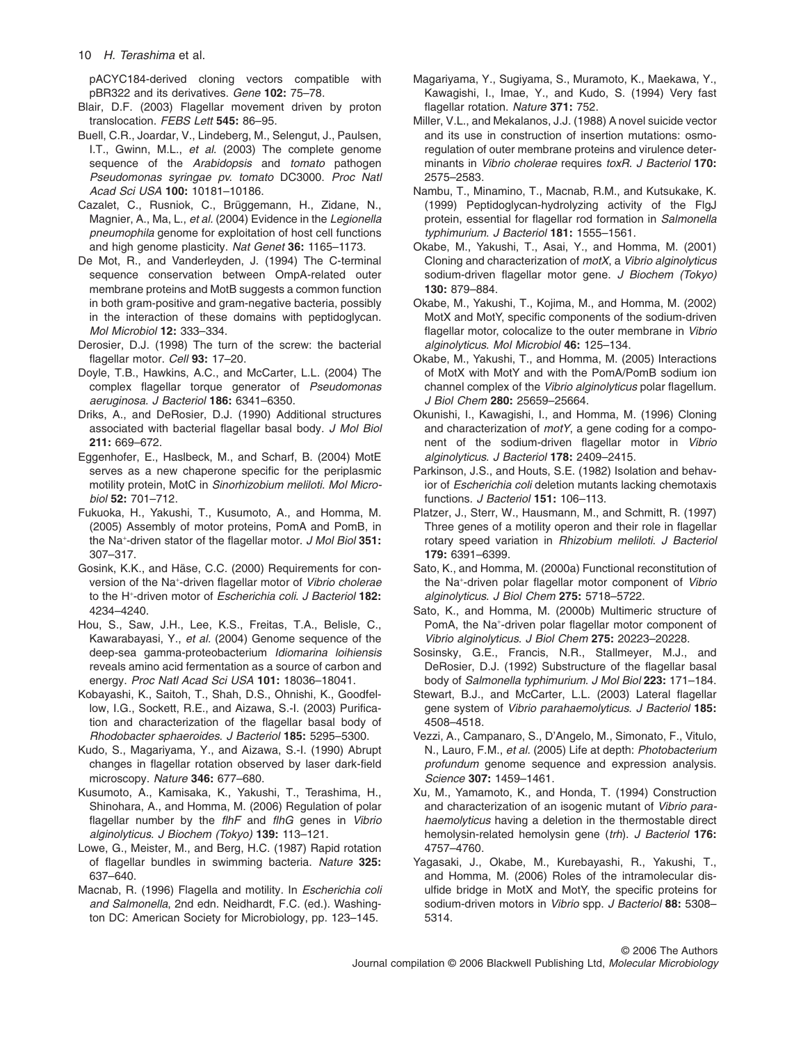pACYC184-derived cloning vectors compatible with pBR322 and its derivatives. *Gene* **102:** 75–78.

Blair, D.F. (2003) Flagellar movement driven by proton translocation. *FEBS Lett* **545:** 86–95.

Buell, C.R., Joardar, V., Lindeberg, M., Selengut, J., Paulsen, I.T., Gwinn, M.L., *et al.* (2003) The complete genome sequence of the *Arabidopsis* and *tomato* pathogen *Pseudomonas syringae pv. tomato* DC3000. *Proc Natl Acad Sci USA* **100:** 10181–10186.

Cazalet, C., Rusniok, C., Brüggemann, H., Zidane, N., Magnier, A., Ma, L., *et al.* (2004) Evidence in the *Legionella pneumophila* genome for exploitation of host cell functions and high genome plasticity. *Nat Genet* **36:** 1165–1173.

De Mot, R., and Vanderleyden, J. (1994) The C-terminal sequence conservation between OmpA-related outer membrane proteins and MotB suggests a common function in both gram-positive and gram-negative bacteria, possibly in the interaction of these domains with peptidoglycan. *Mol Microbiol* **12:** 333–334.

Derosier, D.J. (1998) The turn of the screw: the bacterial flagellar motor. *Cell* **93:** 17–20.

Doyle, T.B., Hawkins, A.C., and McCarter, L.L. (2004) The complex flagellar torque generator of *Pseudomonas aeruginosa*. *J Bacteriol* **186:** 6341–6350.

Driks, A., and DeRosier, D.J. (1990) Additional structures associated with bacterial flagellar basal body. *J Mol Biol* **211:** 669–672.

Eggenhofer, E., Haslbeck, M., and Scharf, B. (2004) MotE serves as a new chaperone specific for the periplasmic motility protein, MotC in *Sinorhizobium meliloti*. *Mol Microbiol* **52:** 701–712.

Fukuoka, H., Yakushi, T., Kusumoto, A., and Homma, M. (2005) Assembly of motor proteins, PomA and PomB, in the $Na^+$-driven stator of the flagellar motor. *J Mol Biol* **351:** 307–317.

Gosink, K.K., and Häse, C.C. (2000) Requirements for conversion of the $Na^+$-driven flagellar motor of *Vibrio cholerae* to the $H^+$-driven motor of *Escherichia coli*. *J Bacteriol* **182:** 4234–4240.

Hou, S., Saw, J.H., Lee, K.S., Freitas, T.A., Belisle, C., Kawarabayasi, Y., *et al.* (2004) Genome sequence of the deep-sea gamma-proteobacterium *Idiomarina loihiensis* reveals amino acid fermentation as a source of carbon and energy. *Proc Natl Acad Sci USA* **101:** 18036–18041.

Kobayashi, K., Saitoh, T., Shah, D.S., Ohnishi, K., Goodfellow, I.G., Sockett, R.E., and Aizawa, S.-I. (2003) Purification and characterization of the flagellar basal body of *Rhodobacter sphaeroides*. *J Bacteriol* **185:** 5295–5300.

Kudo, S., Magariyama, Y., and Aizawa, S.-I. (1990) Abrupt changes in flagellar rotation observed by laser dark-field microscopy. *Nature* **346:** 677–680.

Kusumoto, A., Kamisaka, K., Yakushi, T., Terashima, H., Shinohara, A., and Homma, M. (2006) Regulation of polar flagellar number by the *flhF* and *flhG* genes in *Vibrio alginolyticus*. *J Biochem (Tokyo)* **139:** 113–121.

Lowe, G., Meister, M., and Berg, H.C. (1987) Rapid rotation of flagellar bundles in swimming bacteria. *Nature* **325:** 637–640.

Macnab, R. (1996) Flagella and motility. In *Escherichia coli and Salmonella*, 2nd edn. Neidhardt, F.C. (ed.). Washington DC: American Society for Microbiology, pp. 123–145.

Magariyama, Y., Sugiyama, S., Muramoto, K., Maekawa, Y., Kawagishi, I., Imae, Y., and Kudo, S. (1994) Very fast flagellar rotation. *Nature* **371:** 752.

Miller, V.L., and Mekalanos, J.J. (1988) A novel suicide vector and its use in construction of insertion mutations: osmoregulation of outer membrane proteins and virulence determinants in *Vibrio cholerae* requires *toxR*. *J Bacteriol* **170:** 2575–2583.

Nambu, T., Minamino, T., Macnab, R.M., and Kutsukake, K. (1999) Peptidoglycan-hydrolyzing activity of the FlgJ protein, essential for flagellar rod formation in *Salmonella typhimurium*. *J Bacteriol* **181:** 1555–1561.

Okabe, M., Yakushi, T., Asai, Y., and Homma, M. (2001) Cloning and characterization of *motX*, a *Vibrio alginolyticus* sodium-driven flagellar motor gene. *J Biochem (Tokyo)* **130:** 879–884.

Okabe, M., Yakushi, T., Kojima, M., and Homma, M. (2002) MotX and MotY, specific components of the sodium-driven flagellar motor, colocalize to the outer membrane in *Vibrio alginolyticus*. *Mol Microbiol* **46:** 125–134.

Okabe, M., Yakushi, T., and Homma, M. (2005) Interactions of MotX with MotY and with the PomA/PomB sodium ion channel complex of the *Vibrio alginolyticus* polar flagellum. *J Biol Chem* **280:** 25659–25664.

Okunishi, I., Kawagishi, I., and Homma, M. (1996) Cloning and characterization of *motY*, a gene coding for a component of the sodium-driven flagellar motor in *Vibrio alginolyticus*. *J Bacteriol* **178:** 2409–2415.

Parkinson, J.S., and Houts, S.E. (1982) Isolation and behavior of *Escherichia coli* deletion mutants lacking chemotaxis functions. *J Bacteriol* **151:** 106–113.

Platzer, J., Sterr, W., Hausmann, M., and Schmitt, R. (1997) Three genes of a motility operon and their role in flagellar rotary speed variation in *Rhizobium meliloti*. *J Bacteriol* **179:** 6391–6399.

Sato, K., and Homma, M. (2000a) Functional reconstitution of the $Na^+$-driven polar flagellar motor component of *Vibrio alginolyticus*. *J Biol Chem* **275:** 5718–5722.

Sato, K., and Homma, M. (2000b) Multimeric structure of PomA, the $Na^+$-driven polar flagellar motor component of *Vibrio alginolyticus*. *J Biol Chem* **275:** 20223–20228.

Sosinsky, G.E., Francis, N.R., Stallmeyer, M.J., and DeRosier, D.J. (1992) Substructure of the flagellar basal body of *Salmonella typhimurium*. *J Mol Biol* **223:** 171–184.

Stewart, B.J., and McCarter, L.L. (2003) Lateral flagellar gene system of *Vibrio parahaemolyticus*. *J Bacteriol* **185:** 4508–4518.

Vezzi, A., Campanaro, S., D'Angelo, M., Simonato, F., Vitulo, N., Lauro, F.M., *et al.* (2005) Life at depth: *Photobacterium profundum* genome sequence and expression analysis. *Science* **307:** 1459–1461.

Xu, M., Yamamoto, K., and Honda, T. (1994) Construction and characterization of an isogenic mutant of *Vibrio parahaemolyticus* having a deletion in the thermostable direct hemolysin-related hemolysin gene (*trh*). *J Bacteriol* **176:** 4757–4760.

Yagasaki, J., Okabe, M., Kurebayashi, R., Yakushi, T., and Homma, M. (2006) Roles of the intramolecular disulfide bridge in MotX and MotY, the specific proteins for sodium-driven motors in *Vibrio* spp. *J Bacteriol* **88:** 5308–5314.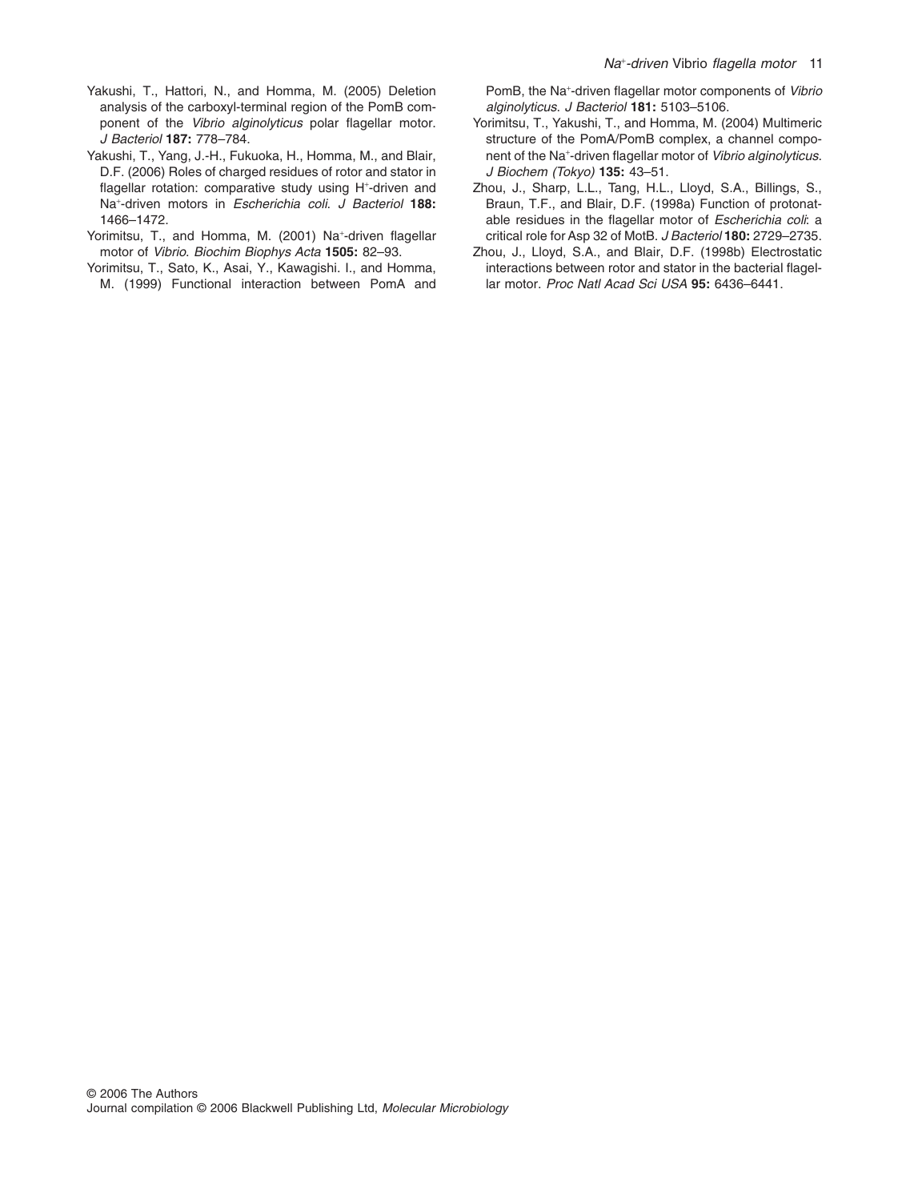Yakushi, T., Hattori, N., and Homma, M. (2005) Deletion analysis of the carboxyl-terminal region of the PomB component of the *Vibrio alginolyticus* polar flagellar motor. *J Bacteriol* **187:** 778–784.

Yakushi, T., Yang, J.-H., Fukuoka, H., Homma, M., and Blair, D.F. (2006) Roles of charged residues of rotor and stator in flagellar rotation: comparative study using $H^+$-driven and $Na^+$-driven motors in *Escherichia coli*. *J Bacteriol* **188:** 1466–1472.

Yorimitsu, T., and Homma, M. (2001) $Na^+$-driven flagellar motor of *Vibrio*. *Biochim Biophys Acta* **1505:** 82–93.

Yorimitsu, T., Sato, K., Asai, Y., Kawagishi. I., and Homma, M. (1999) Functional interaction between PomA and PomB, the $Na^+$-driven flagellar motor components of *Vibrio alginolyticus*. *J Bacteriol* **181:** 5103–5106.

Yorimitsu, T., Yakushi, T., and Homma, M. (2004) Multimeric structure of the PomA/PomB complex, a channel component of the $Na^+$-driven flagellar motor of *Vibrio alginolyticus*. *J Biochem (Tokyo)* **135:** 43–51.

Zhou, J., Sharp, L.L., Tang, H.L., Lloyd, S.A., Billings, S., Braun, T.F., and Blair, D.F. (1998a) Function of protonatable residues in the flagellar motor of *Escherichia coli*: a critical role for Asp 32 of MotB. *J Bacteriol* **180:** 2729–2735.

Zhou, J., Lloyd, S.A., and Blair, D.F. (1998b) Electrostatic interactions between rotor and stator in the bacterial flagellar motor. *Proc Natl Acad Sci USA* **95:** 6436–6441.